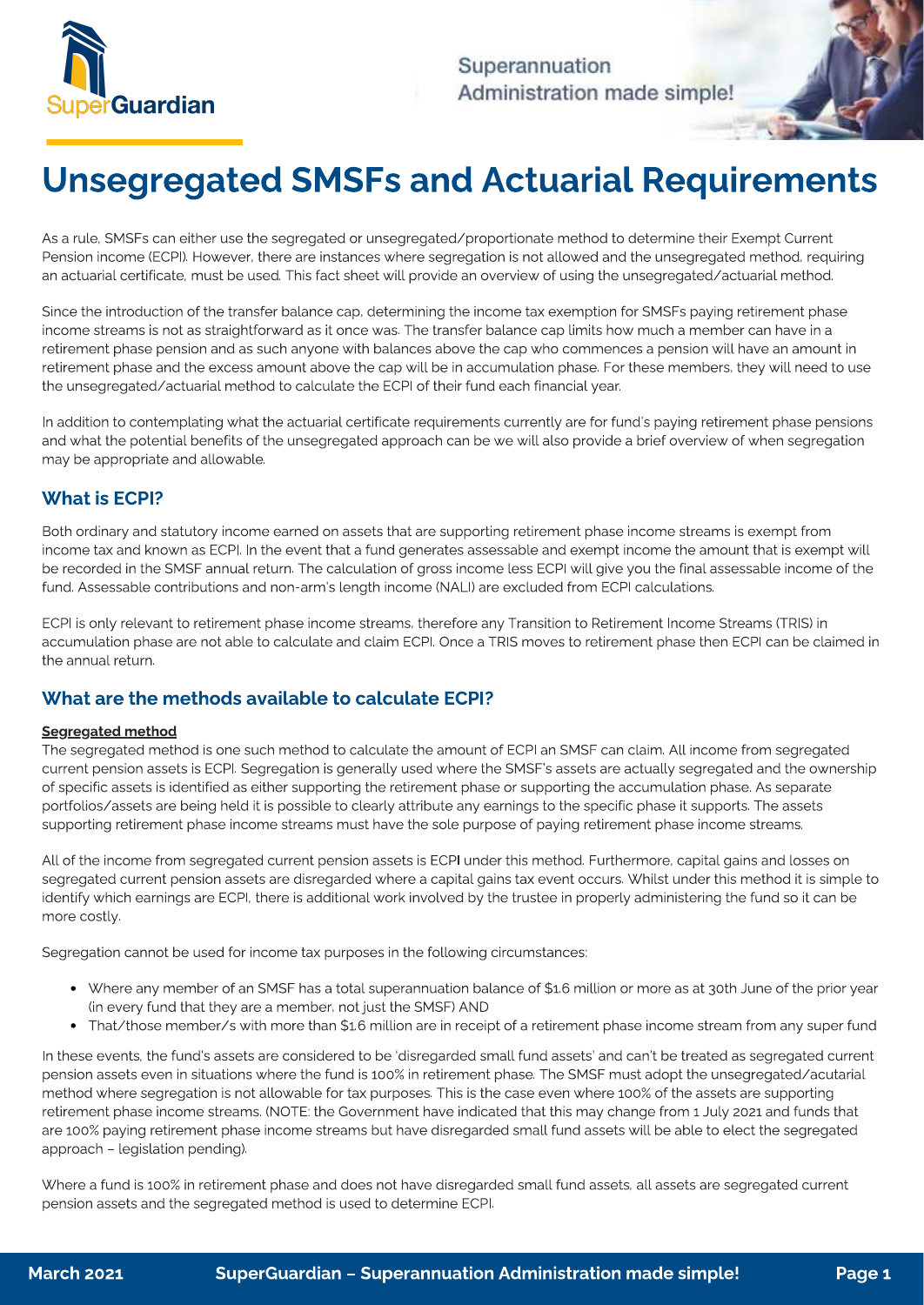# Unsegregated SMSFs and Actuarial Requirements

As a rule, SMSFs can either use the segregated or unsegregated/proportionate method to determine their Exempt Current Pension income (ECPI). However, there are instances where segregation is not allowed and the unsegregated method, requiring an actuarial certificate, must be used. This fact sheet will provide an overview of using the unsegregated/actuarial method.

Since the introduction of the transfer balance cap, determining the income tax exemption for SMSFs paying retirement phase income streams is not as straightforward as it once was. The transfer balance cap limits how much a member can have in a retirement phase pension and as such anyone with balances above the cap who commences a pension will have an amount in retirement phase and the excess amount above the cap will be in accumulation phase. For these members, they will need to use the unsegregated/actuarial method to calculate the ECPI of their fund each financial year.

In addition to contemplating what the actuarial certificate requirements currently are for fund's paying retirement phase pensions and what the potential benefits of the unsegregated approach can be we will also provide a brief overview of when segregation may be appropriate and allowable.

## What is ECPI?

Both ordinary and statutory income earned on assets that are supporting retirement phase income streams is exempt from income tax and known as ECPI. In the event that a fund generates assessable and exempt income the amount that is exempt will be recorded in the SMSF annual return. The calculation of gross income less ECPI will give you the final assessable income of the fund. Assessable contributions and non-arm's length income (NALI) are excluded from ECPI calculations.

ECPI is only relevant to retirement phase income streams, therefore any Transition to Retirement Income Streams (TRIS) in accumulation phase are not able to calculate and claim ECPI. Once a TRIS moves to retirement phase then ECPI can be claimed in the annual return.

## What are the methods available to calculate ECPI?

**Segregated method**

The segregated method is one such method to calculate the amount of ECPI an SMSF can claim. All income from segregated current pension assets is ECPI. Segregation is generally used where the SMSF's assets are actually segregated and the ownership of specific assets is identified as either supporting the retirement phase or supporting the accumulation phase. As separate portfolios/assets are being held it is possible to clearly attribute any earnings to the specific phase it supports. The assets supporting retirement phase income streams must have the sole purpose of paying retirement phase income streams.

All of the income from segregated current pension assets is ECPI under this method. Furthermore, capital gains and losses on segregated current pension assets are disregarded where a capital gains tax event occurs. Whilst under this method it is simple to identify which earnings are ECPI, there is additional work involved by the trustee in properly administering the fund so it can be more costly.

Segregation cannot be used for income tax purposes in the following circumstances:

- Where any member of an SMSF has a total superannuation balance of $1.6 million or more as at 30th June of the prior year (in every fund that they are a member, not just the SMSF) AND
- That/those member/s with more than $1.6 million are in receipt of a retirement phase income stream from any super fund

In these events, the fund's assets are considered to be 'disregarded small fund assets' and can't be treated as segregated current pension assets even in situations where the fund is 100% in retirement phase. The SMSF must adopt the unsegregated/actuarial method where segregation is not allowable for tax purposes. This is the case even where 100% of the assets are supporting retirement phase income streams. (NOTE: the Government have indicated that this may change from 1 July 2021 and funds that are 100% paying retirement phase income streams but have disregarded small fund assets will be able to elect the segregated approach – legislation pending).

Where a fund is 100% in retirement phase and does not have disregarded small fund assets, all assets are segregated current pension assets and the segregated method is used to determine ECPI.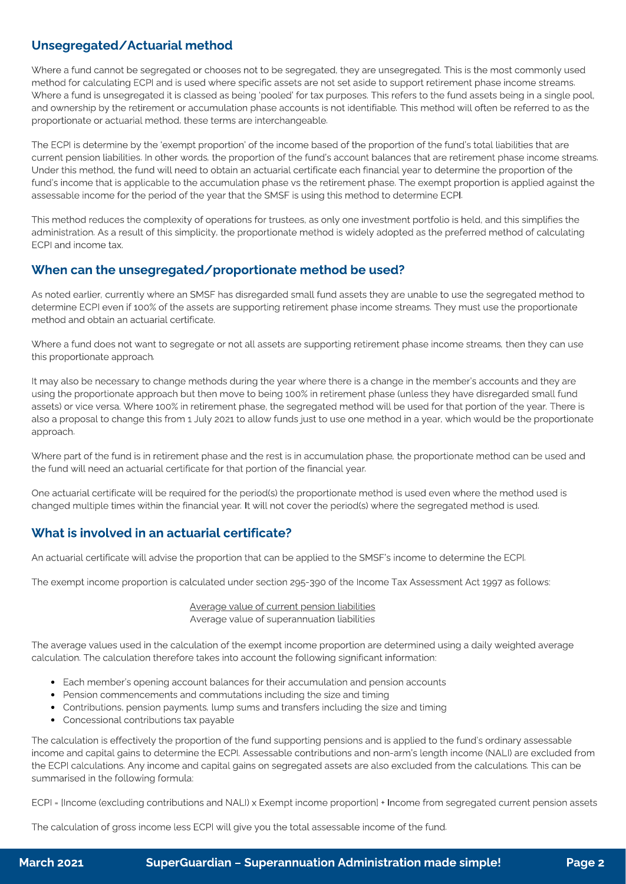## Unsegregated/Actuarial method

Where a fund cannot be segregated or chooses not to be segregated, they are unsegregated. This is the most commonly used method for calculating ECPI and is used where specific assets are not set aside to support retirement phase income streams. Where a fund is unsegregated it is classed as being 'pooled' for tax purposes. This refers to the fund assets being in a single pool, and ownership by the retirement or accumulation phase accounts is not identifiable. This method will often be referred to as the proportionate or actuarial method, these terms are interchangeable.

The ECPI is determine by the 'exempt proportion' of the income based of the proportion of the fund's total liabilities that are current pension liabilities. In other words, the proportion of the fund's account balances that are retirement phase income streams. Under this method, the fund will need to obtain an actuarial certificate each financial year to determine the proportion of the fund's income that is applicable to the accumulation phase vs the retirement phase. The exempt proportion is applied against the assessable income for the period of the year that the SMSF is using this method to determine ECPI.

This method reduces the complexity of operations for trustees, as only one investment portfolio is held, and this simplifies the administration. As a result of this simplicity, the proportionate method is widely adopted as the preferred method of calculating ECPI and income tax.

## When can the unsegregated/proportionate method be used?

As noted earlier, currently where an SMSF has disregarded small fund assets they are unable to use the segregated method to determine ECPI even if 100% of the assets are supporting retirement phase income streams. They must use the proportionate method and obtain an actuarial certificate.

Where a fund does not want to segregate or not all assets are supporting retirement phase income streams, then they can use this proportionate approach.

It may also be necessary to change methods during the year where there is a change in the member's accounts and they are using the proportionate approach but then move to being 100% in retirement phase (unless they have disregarded small fund assets) or vice versa. Where 100% in retirement phase, the segregated method will be used for that portion of the year. There is also a proposal to change this from 1 July 2021 to allow funds just to use one method in a year, which would be the proportionate approach.

Where part of the fund is in retirement phase and the rest is in accumulation phase, the proportionate method can be used and the fund will need an actuarial certificate for that portion of the financial year.

One actuarial certificate will be required for the period(s) the proportionate method is used even where the method used is changed multiple times within the financial year. It will not cover the period(s) where the segregated method is used.

## What is involved in an actuarial certificate?

An actuarial certificate will advise the proportion that can be applied to the SMSF's income to determine the ECPI.

The exempt income proportion is calculated under section 295-390 of the Income Tax Assessment Act 1997 as follows:

$$\frac{\text{Average value of current pension liabilities}}{\text{Average value of superannuation liabilities}}$$

The average values used in the calculation of the exempt income proportion are determined using a daily weighted average calculation. The calculation therefore takes into account the following significant information:

- Each member's opening account balances for their accumulation and pension accounts
- Pension commencements and commutations including the size and timing
- Contributions, pension payments, lump sums and transfers including the size and timing
- Concessional contributions tax payable

The calculation is effectively the proportion of the fund supporting pensions and is applied to the fund's ordinary assessable income and capital gains to determine the ECPI. Assessable contributions and non-arm's length income (NALI) are excluded from the ECPI calculations. Any income and capital gains on segregated assets are also excluded from the calculations. This can be summarised in the following formula:

ECPI = [Income (excluding contributions and NALI) x Exempt income proportion] + Income from segregated current pension assets

The calculation of gross income less ECPI will give you the total assessable income of the fund.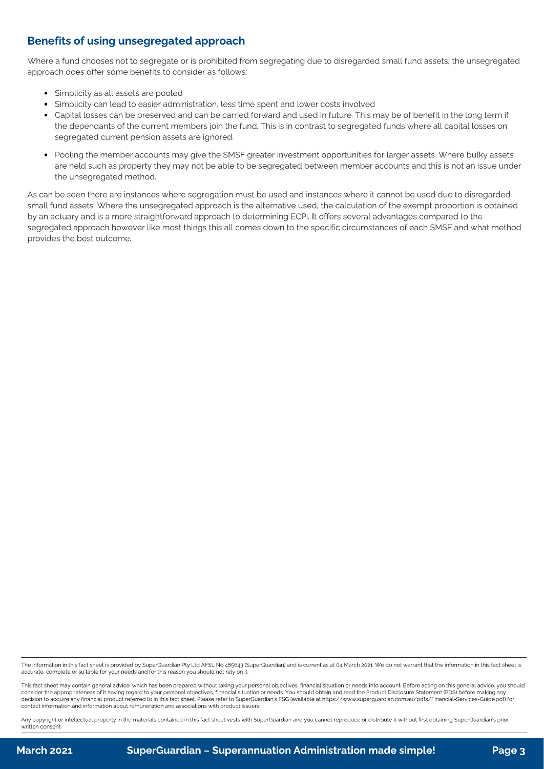## Benefits of using unsegregated approach

Where a fund chooses not to segregate or is prohibited from segregating due to disregarded small fund assets, the unsegregated approach does offer some benefits to consider as follows:

- Simplicity as all assets are pooled
- Simplicity can lead to easier administration, less time spent and lower costs involved
- Capital losses can be preserved and can be carried forward and used in future. This may be of benefit in the long term if the dependants of the current members join the fund. This is in contrast to segregated funds where all capital losses on segregated current pension assets are ignored.
- Pooling the member accounts may give the SMSF greater investment opportunities for larger assets. Where bulky assets are held such as property they may not be able to be segregated between member accounts and this is not an issue under the unsegregated method.

As can be seen there are instances where segregation must be used and instances where it cannot be used due to disregarded small fund assets. Where the unsegregated approach is the alternative used, the calculation of the exempt proportion is obtained by an actuary and is a more straightforward approach to determining ECPI. It offers several advantages compared to the segregated approach however like most things this all comes down to the specific circumstances of each SMSF and what method provides the best outcome.

The information in this fact sheet is provided by SuperGuardian Pty Ltd AFSL No 485643 (SuperGuardian) and is current as at 04 March 2021. We do not warrant that the information in this fact sheet is accurate, complete or suitable for your needs and for this reason you should not rely on it.

This fact sheet may contain general advice, which has been prepared without taking your personal objectives, financial situation or needs into account. Before acting on this general advice, you should consider the appropriateness of it having regard to your personal objectives, financial situation or needs. You should obtain and read the Product Disclosure Statement (PDS) before making any decision to acquire any financial product referred to in this fact sheet. Please refer to SuperGuardian's FSG (available at https://www.superguardian.com.au/pdfs/Financial-Services-Guide.pdf) for contact information and information about remuneration and associations with product issuers.

Any copyright or intellectual property in the materials contained in this fact sheet vests with SuperGuardian and you cannot reproduce or distribute it without first obtaining SuperGuardian's prior written consent.